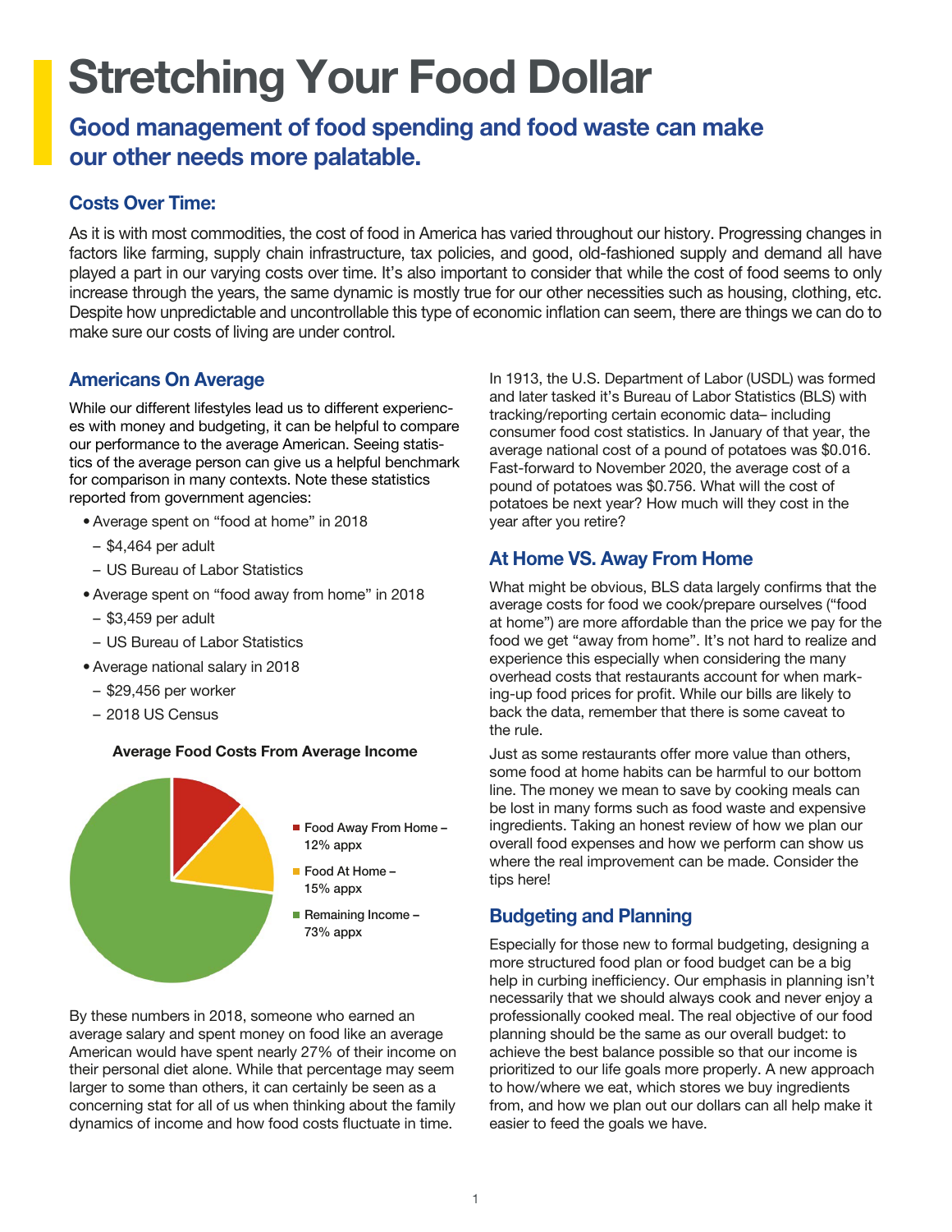# Stretching Your Food Dollar

## Good management of food spending and food waste can make our other needs more palatable.

### Costs Over Time:

As it is with most commodities, the cost of food in America has varied throughout our history. Progressing changes in factors like farming, supply chain infrastructure, tax policies, and good, old-fashioned supply and demand all have played a part in our varying costs over time. It's also important to consider that while the cost of food seems to only increase through the years, the same dynamic is mostly true for our other necessities such as housing, clothing, etc. Despite how unpredictable and uncontrollable this type of economic inflation can seem, there are things we can do to make sure our costs of living are under control.

### Americans On Average

While our different lifestyles lead us to different experiences with money and budgeting, it can be helpful to compare our performance to the average American. Seeing statistics of the average person can give us a helpful benchmark for comparison in many contexts. Note these statistics reported from government agencies:

- Average spent on "food at home" in 2018
  - $4,464 per adult
  - US Bureau of Labor Statistics
- Average spent on "food away from home" in 2018
  - $3,459 per adult
  - US Bureau of Labor Statistics
- Average national salary in 2018
  - $29,456 per worker
  - 2018 US Census

**Average Food Costs From Average Income**

- Food Away From Home – 12% appx
- Food At Home – 15% appx
- Remaining Income – 73% appx

By these numbers in 2018, someone who earned an average salary and spent money on food like an average American would have spent nearly 27% of their income on their personal diet alone. While that percentage may seem larger to some than others, it can certainly be seen as a concerning stat for all of us when thinking about the family dynamics of income and how food costs fluctuate in time.

In 1913, the U.S. Department of Labor (USDL) was formed and later tasked it's Bureau of Labor Statistics (BLS) with tracking/reporting certain economic data– including consumer food cost statistics. In January of that year, the average national cost of a pound of potatoes was $0.016. Fast-forward to November 2020, the average cost of a pound of potatoes was $0.756. What will the cost of potatoes be next year? How much will they cost in the year after you retire?

### At Home VS. Away From Home

What might be obvious, BLS data largely confirms that the average costs for food we cook/prepare ourselves ("food at home") are more affordable than the price we pay for the food we get "away from home". It's not hard to realize and experience this especially when considering the many overhead costs that restaurants account for when marking-up food prices for profit. While our bills are likely to back the data, remember that there is some caveat to the rule.

Just as some restaurants offer more value than others, some food at home habits can be harmful to our bottom line. The money we mean to save by cooking meals can be lost in many forms such as food waste and expensive ingredients. Taking an honest review of how we plan our overall food expenses and how we perform can show us where the real improvement can be made. Consider the tips here!

### Budgeting and Planning

Especially for those new to formal budgeting, designing a more structured food plan or food budget can be a big help in curbing inefficiency. Our emphasis in planning isn't necessarily that we should always cook and never enjoy a professionally cooked meal. The real objective of our food planning should be the same as our overall budget: to achieve the best balance possible so that our income is prioritized to our life goals more properly. A new approach to how/where we eat, which stores we buy ingredients from, and how we plan out our dollars can all help make it easier to feed the goals we have.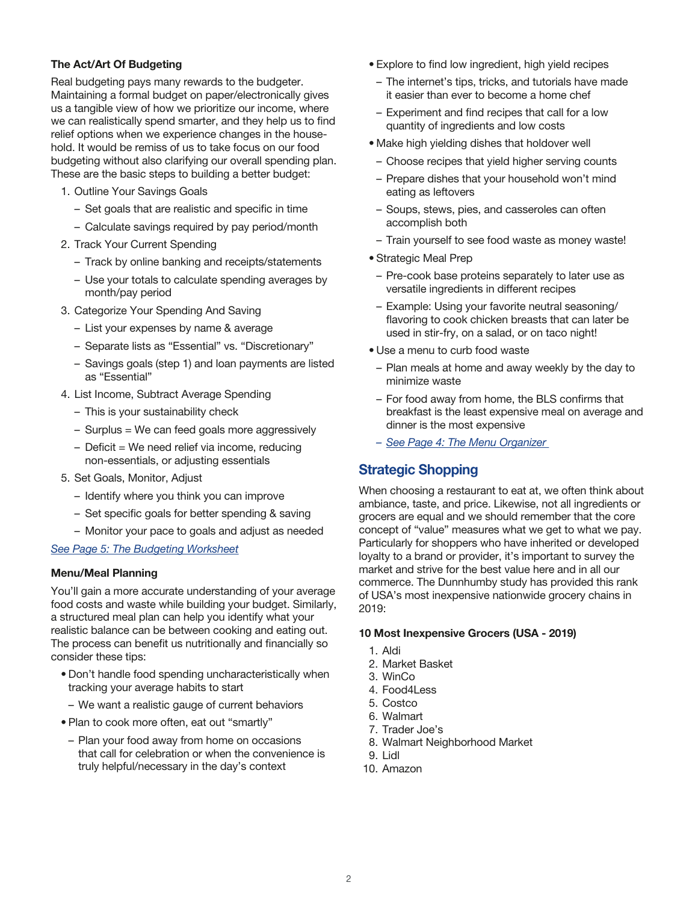**The Act/Art Of Budgeting**

Real budgeting pays many rewards to the budgeter. Maintaining a formal budget on paper/electronically gives us a tangible view of how we prioritize our income, where we can realistically spend smarter, and they help us to find relief options when we experience changes in the household. It would be remiss of us to take focus on our food budgeting without also clarifying our overall spending plan. These are the basic steps to building a better budget:

1. Outline Your Savings Goals
   - Set goals that are realistic and specific in time
   - Calculate savings required by pay period/month
2. Track Your Current Spending
   - Track by online banking and receipts/statements
   - Use your totals to calculate spending averages by month/pay period
3. Categorize Your Spending And Saving
   - List your expenses by name & average
   - Separate lists as "Essential" vs. "Discretionary"
   - Savings goals (step 1) and loan payments are listed as "Essential"
4. List Income, Subtract Average Spending
   - This is your sustainability check
   - Surplus = We can feed goals more aggressively
   - Deficit = We need relief via income, reducing non-essentials, or adjusting essentials
5. Set Goals, Monitor, Adjust
   - Identify where you think you can improve
   - Set specific goals for better spending & saving
   - Monitor your pace to goals and adjust as needed

*See Page 5: The Budgeting Worksheet*

**Menu/Meal Planning**

You'll gain a more accurate understanding of your average food costs and waste while building your budget. Similarly, a structured meal plan can help you identify what your realistic balance can be between cooking and eating out. The process can benefit us nutritionally and financially so consider these tips:

- Don't handle food spending uncharacteristically when tracking your average habits to start
  - We want a realistic gauge of current behaviors
- Plan to cook more often, eat out "smartly"
  - Plan your food away from home on occasions that call for celebration or when the convenience is truly helpful/necessary in the day's context
- Explore to find low ingredient, high yield recipes
  - The internet's tips, tricks, and tutorials have made it easier than ever to become a home chef
  - Experiment and find recipes that call for a low quantity of ingredients and low costs
- Make high yielding dishes that holdover well
  - Choose recipes that yield higher serving counts
  - Prepare dishes that your household won't mind eating as leftovers
  - Soups, stews, pies, and casseroles can often accomplish both
  - Train yourself to see food waste as money waste!
- Strategic Meal Prep
  - Pre-cook base proteins separately to later use as versatile ingredients in different recipes
  - Example: Using your favorite neutral seasoning/flavoring to cook chicken breasts that can later be used in stir-fry, on a salad, or on taco night!
- Use a menu to curb food waste
  - Plan meals at home and away weekly by the day to minimize waste
  - For food away from home, the BLS confirms that breakfast is the least expensive meal on average and dinner is the most expensive
  - *See Page 4: The Menu Organizer*

## Strategic Shopping

When choosing a restaurant to eat at, we often think about ambiance, taste, and price. Likewise, not all ingredients or grocers are equal and we should remember that the core concept of "value" measures what we get to what we pay. Particularly for shoppers who have inherited or developed loyalty to a brand or provider, it's important to survey the market and strive for the best value here and in all our commerce. The Dunnhumby study has provided this rank of USA's most inexpensive nationwide grocery chains in 2019:

**10 Most Inexpensive Grocers (USA - 2019)**

1. Aldi
2. Market Basket
3. WinCo
4. Food4Less
5. Costco
6. Walmart
7. Trader Joe's
8. Walmart Neighborhood Market
9. Lidl
10. Amazon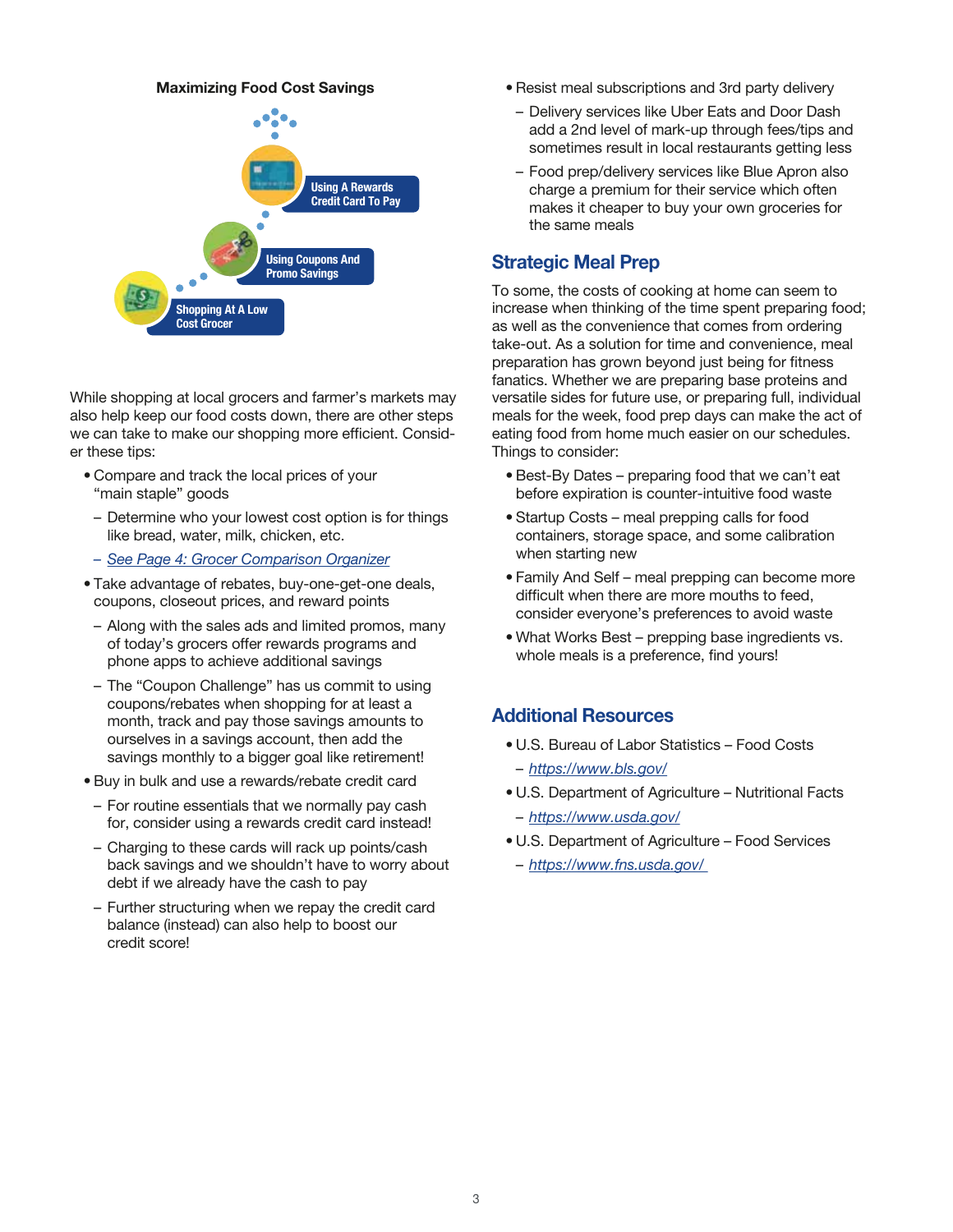**Maximizing Food Cost Savings**

Using A Rewards Credit Card To Pay

Using Coupons And Promo Savings

Shopping At A Low Cost Grocer

While shopping at local grocers and farmer's markets may also help keep our food costs down, there are other steps we can take to make our shopping more efficient. Consider these tips:

- Compare and track the local prices of your "main staple" goods
  - Determine who your lowest cost option is for things like bread, water, milk, chicken, etc.
  - *See Page 4: Grocer Comparison Organizer*
- Take advantage of rebates, buy-one-get-one deals, coupons, closeout prices, and reward points
  - Along with the sales ads and limited promos, many of today's grocers offer rewards programs and phone apps to achieve additional savings
  - The "Coupon Challenge" has us commit to using coupons/rebates when shopping for at least a month, track and pay those savings amounts to ourselves in a savings account, then add the savings monthly to a bigger goal like retirement!
- Buy in bulk and use a rewards/rebate credit card
  - For routine essentials that we normally pay cash for, consider using a rewards credit card instead!
  - Charging to these cards will rack up points/cash back savings and we shouldn't have to worry about debt if we already have the cash to pay
  - Further structuring when we repay the credit card balance (instead) can also help to boost our credit score!
- Resist meal subscriptions and 3rd party delivery
  - Delivery services like Uber Eats and Door Dash add a 2nd level of mark-up through fees/tips and sometimes result in local restaurants getting less
  - Food prep/delivery services like Blue Apron also charge a premium for their service which often makes it cheaper to buy your own groceries for the same meals

## Strategic Meal Prep

To some, the costs of cooking at home can seem to increase when thinking of the time spent preparing food; as well as the convenience that comes from ordering take-out. As a solution for time and convenience, meal preparation has grown beyond just being for fitness fanatics. Whether we are preparing base proteins and versatile sides for future use, or preparing full, individual meals for the week, food prep days can make the act of eating food from home much easier on our schedules. Things to consider:

- Best-By Dates – preparing food that we can't eat before expiration is counter-intuitive food waste
- Startup Costs – meal prepping calls for food containers, storage space, and some calibration when starting new
- Family And Self – meal prepping can become more difficult when there are more mouths to feed, consider everyone's preferences to avoid waste
- What Works Best – prepping base ingredients vs. whole meals is a preference, find yours!

## Additional Resources

- U.S. Bureau of Labor Statistics – Food Costs
  - https://www.bls.gov/
- U.S. Department of Agriculture – Nutritional Facts
  - https://www.usda.gov/
- U.S. Department of Agriculture – Food Services
  - https://www.fns.usda.gov/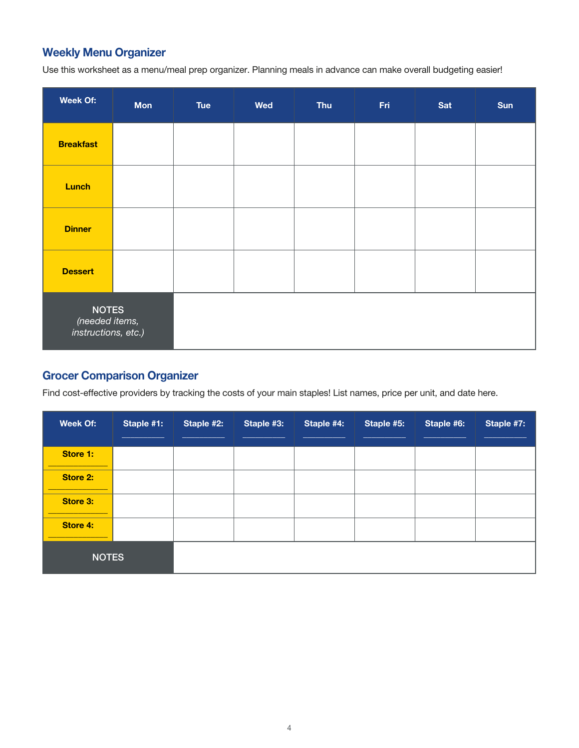## Weekly Menu Organizer

Use this worksheet as a menu/meal prep organizer. Planning meals in advance can make overall budgeting easier!

| Week Of: | Mon | Tue | Wed | Thu | Fri | Sat | Sun |
|---|---|---|---|---|---|---|---|
| **Breakfast** | | | | | | | |
| **Lunch** | | | | | | | |
| **Dinner** | | | | | | | |
| **Dessert** | | | | | | | |
| NOTES *(needed items, instructions, etc.)* | | | | | | | |

## Grocer Comparison Organizer

Find cost-effective providers by tracking the costs of your main staples! List names, price per unit, and date here.

| Week Of: | Staple #1: ________ | Staple #2: ________ | Staple #3: ________ | Staple #4: ________ | Staple #5: ________ | Staple #6: ________ | Staple #7: ________ |
|---|---|---|---|---|---|---|---|
| **Store 1:** ________ | | | | | | | |
| **Store 2:** ________ | | | | | | | |
| **Store 3:** ________ | | | | | | | |
| **Store 4:** ________ | | | | | | | |
| NOTES | | | | | | | |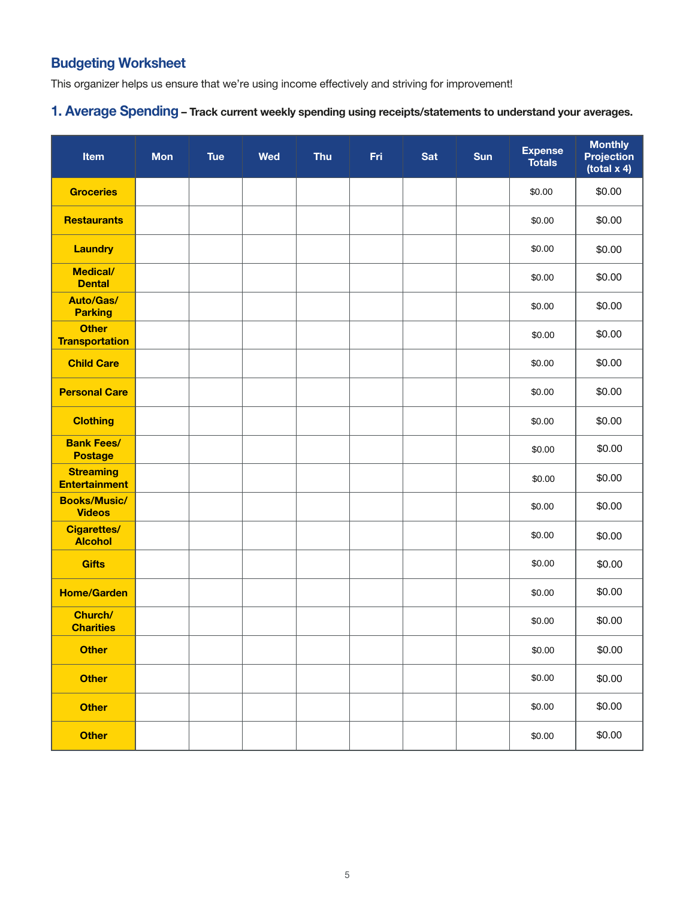## Budgeting Worksheet

This organizer helps us ensure that we're using income effectively and striving for improvement!

### 1. Average Spending – Track current weekly spending using receipts/statements to understand your averages.

| Item | Mon | Tue | Wed | Thu | Fri | Sat | Sun | Expense Totals | Monthly Projection (total x 4) |
|---|---|---|---|---|---|---|---|---|---|
| Groceries | | | | | | | | $0.00 | $0.00 |
| Restaurants | | | | | | | | $0.00 | $0.00 |
| Laundry | | | | | | | | $0.00 | $0.00 |
| Medical/ Dental | | | | | | | | $0.00 | $0.00 |
| Auto/Gas/ Parking | | | | | | | | $0.00 | $0.00 |
| Other Transportation | | | | | | | | $0.00 | $0.00 |
| Child Care | | | | | | | | $0.00 | $0.00 |
| Personal Care | | | | | | | | $0.00 | $0.00 |
| Clothing | | | | | | | | $0.00 | $0.00 |
| Bank Fees/ Postage | | | | | | | | $0.00 | $0.00 |
| Streaming Entertainment | | | | | | | | $0.00 | $0.00 |
| Books/Music/ Videos | | | | | | | | $0.00 | $0.00 |
| Cigarettes/ Alcohol | | | | | | | | $0.00 | $0.00 |
| Gifts | | | | | | | | $0.00 | $0.00 |
| Home/Garden | | | | | | | | $0.00 | $0.00 |
| Church/ Charities | | | | | | | | $0.00 | $0.00 |
| Other | | | | | | | | $0.00 | $0.00 |
| Other | | | | | | | | $0.00 | $0.00 |
| Other | | | | | | | | $0.00 | $0.00 |
| Other | | | | | | | | $0.00 | $0.00 |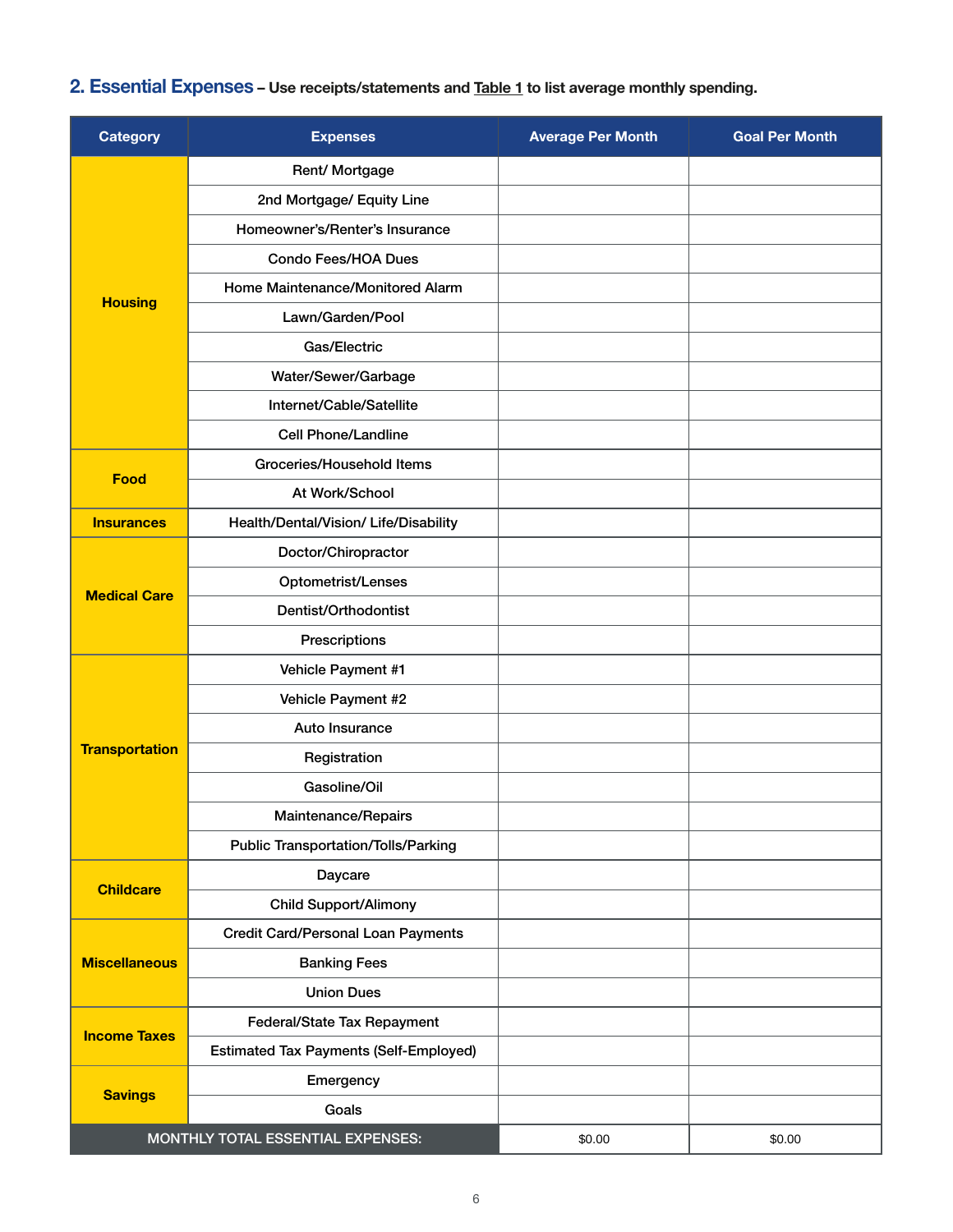## 2. Essential Expenses – Use receipts/statements and Table 1 to list average monthly spending.

| Category | Expenses | Average Per Month | Goal Per Month |
|---|---|---|---|
| Housing | Rent/ Mortgage | | |
| | 2nd Mortgage/ Equity Line | | |
| | Homeowner's/Renter's Insurance | | |
| | Condo Fees/HOA Dues | | |
| | Home Maintenance/Monitored Alarm | | |
| | Lawn/Garden/Pool | | |
| | Gas/Electric | | |
| | Water/Sewer/Garbage | | |
| | Internet/Cable/Satellite | | |
| | Cell Phone/Landline | | |
| Food | Groceries/Household Items | | |
| | At Work/School | | |
| Insurances | Health/Dental/Vision/ Life/Disability | | |
| Medical Care | Doctor/Chiropractor | | |
| | Optometrist/Lenses | | |
| | Dentist/Orthodontist | | |
| | Prescriptions | | |
| Transportation | Vehicle Payment #1 | | |
| | Vehicle Payment #2 | | |
| | Auto Insurance | | |
| | Registration | | |
| | Gasoline/Oil | | |
| | Maintenance/Repairs | | |
| | Public Transportation/Tolls/Parking | | |
| Childcare | Daycare | | |
| | Child Support/Alimony | | |
| Miscellaneous | Credit Card/Personal Loan Payments | | |
| | Banking Fees | | |
| | Union Dues | | |
| Income Taxes | Federal/State Tax Repayment | | |
| | Estimated Tax Payments (Self-Employed) | | |
| Savings | Emergency | | |
| | Goals | | |
| MONTHLY TOTAL ESSENTIAL EXPENSES: | | $0.00 | $0.00 |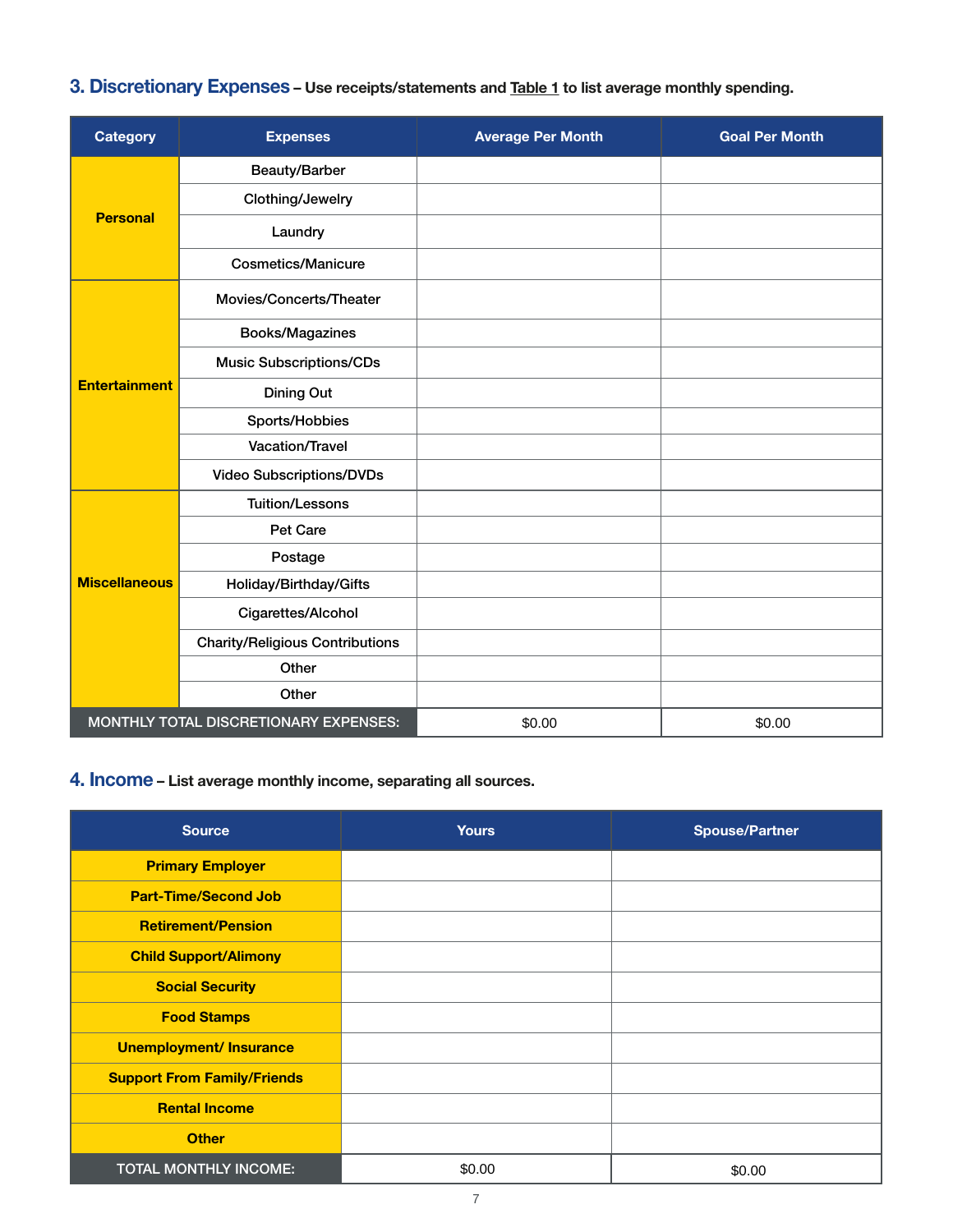## 3. Discretionary Expenses – Use receipts/statements and Table 1 to list average monthly spending.

| Category | Expenses | Average Per Month | Goal Per Month |
|---|---|---|---|
| Personal | Beauty/Barber | | |
| | Clothing/Jewelry | | |
| | Laundry | | |
| | Cosmetics/Manicure | | |
| Entertainment | Movies/Concerts/Theater | | |
| | Books/Magazines | | |
| | Music Subscriptions/CDs | | |
| | Dining Out | | |
| | Sports/Hobbies | | |
| | Vacation/Travel | | |
| | Video Subscriptions/DVDs | | |
| Miscellaneous | Tuition/Lessons | | |
| | Pet Care | | |
| | Postage | | |
| | Holiday/Birthday/Gifts | | |
| | Cigarettes/Alcohol | | |
| | Charity/Religious Contributions | | |
| | Other | | |
| | Other | | |
| MONTHLY TOTAL DISCRETIONARY EXPENSES: | | $0.00 | $0.00 |

## 4. Income – List average monthly income, separating all sources.

| Source | Yours | Spouse/Partner |
|---|---|---|
| Primary Employer | | |
| Part-Time/Second Job | | |
| Retirement/Pension | | |
| Child Support/Alimony | | |
| Social Security | | |
| Food Stamps | | |
| Unemployment/ Insurance | | |
| Support From Family/Friends | | |
| Rental Income | | |
| Other | | |
| TOTAL MONTHLY INCOME: | $0.00 | $0.00 |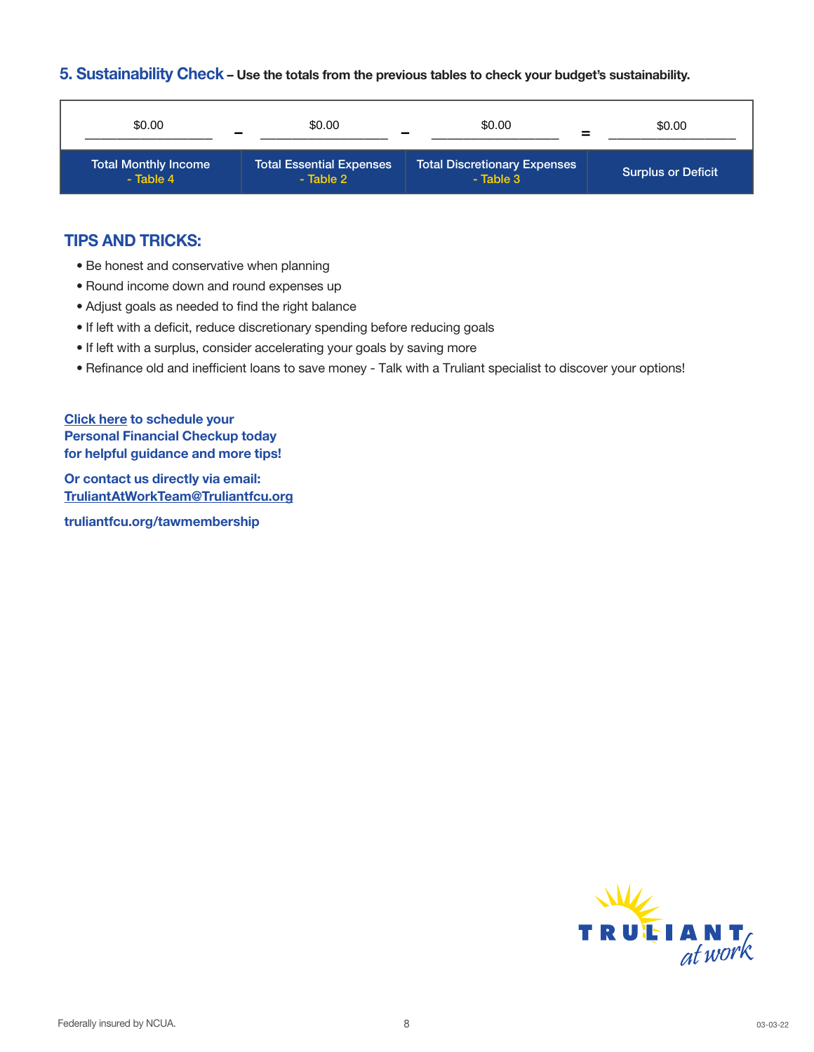## 5. Sustainability Check – Use the totals from the previous tables to check your budget's sustainability.

| $0.00 | – | $0.00 | – | $0.00 | = | $0.00 |
|---|---|---|---|---|---|---|
| Total Monthly Income - Table 4 | | Total Essential Expenses - Table 2 | | Total Discretionary Expenses - Table 3 | | Surplus or Deficit |

## TIPS AND TRICKS:

- Be honest and conservative when planning
- Round income down and round expenses up
- Adjust goals as needed to find the right balance
- If left with a deficit, reduce discretionary spending before reducing goals
- If left with a surplus, consider accelerating your goals by saving more
- Refinance old and inefficient loans to save money - Talk with a Truliant specialist to discover your options!

**Click here to schedule your Personal Financial Checkup today for helpful guidance and more tips!**

**Or contact us directly via email: TruliantAtWorkTeam@Truliantfcu.org**

**truliantfcu.org/tawmembership**

TRULIANT at work

Federally insured by NCUA.

03-03-22